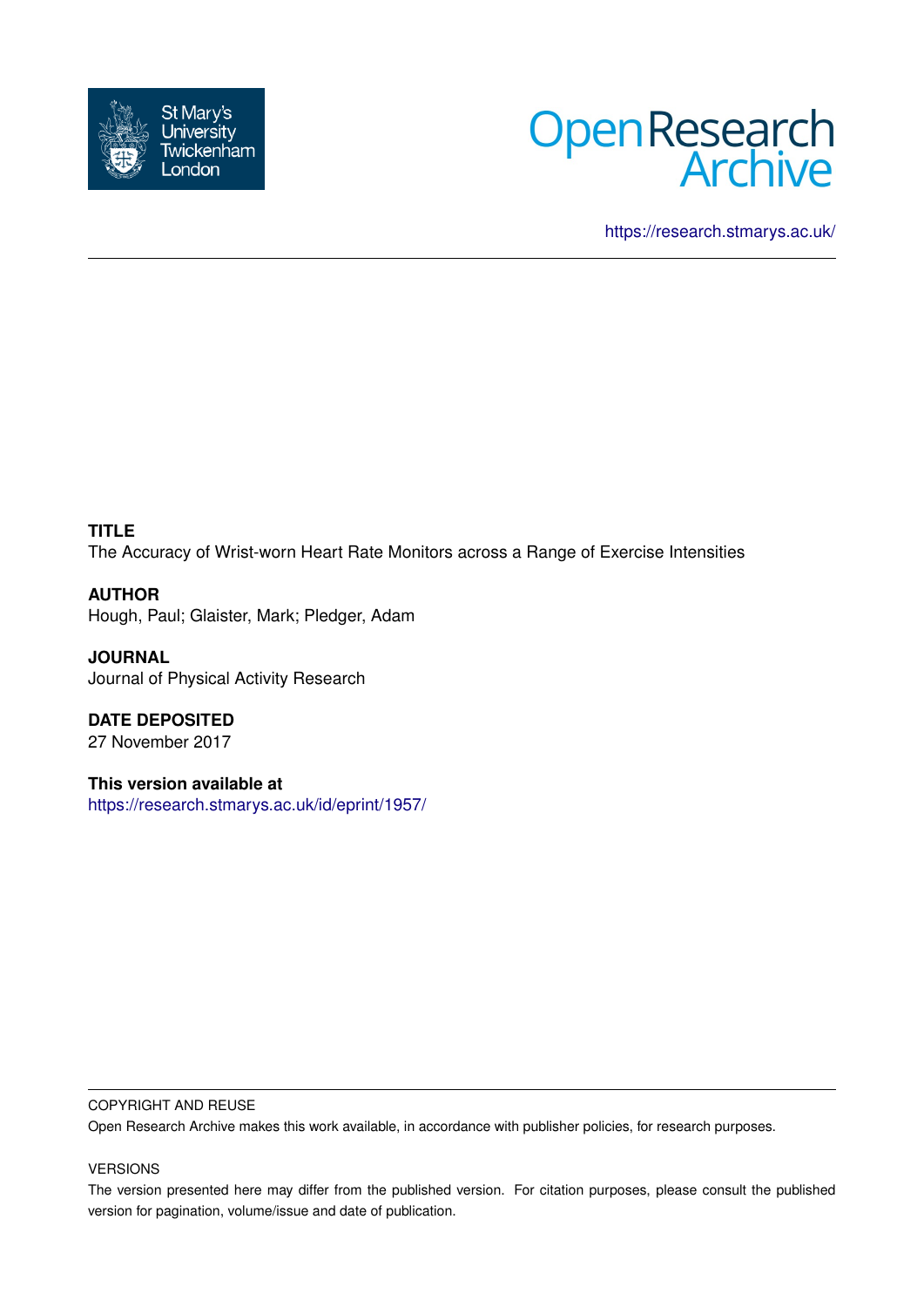St Mary's University Twickenham London

Open Research Archive

https://research.stmarys.ac.uk/

**TITLE**

The Accuracy of Wrist-worn Heart Rate Monitors across a Range of Exercise Intensities

**AUTHOR**

Hough, Paul; Glaister, Mark; Pledger, Adam

**JOURNAL**

Journal of Physical Activity Research

**DATE DEPOSITED**

27 November 2017

**This version available at**

https://research.stmarys.ac.uk/id/eprint/1957/

COPYRIGHT AND REUSE

Open Research Archive makes this work available, in accordance with publisher policies, for research purposes.

VERSIONS

The version presented here may differ from the published version. For citation purposes, please consult the published version for pagination, volume/issue and date of publication.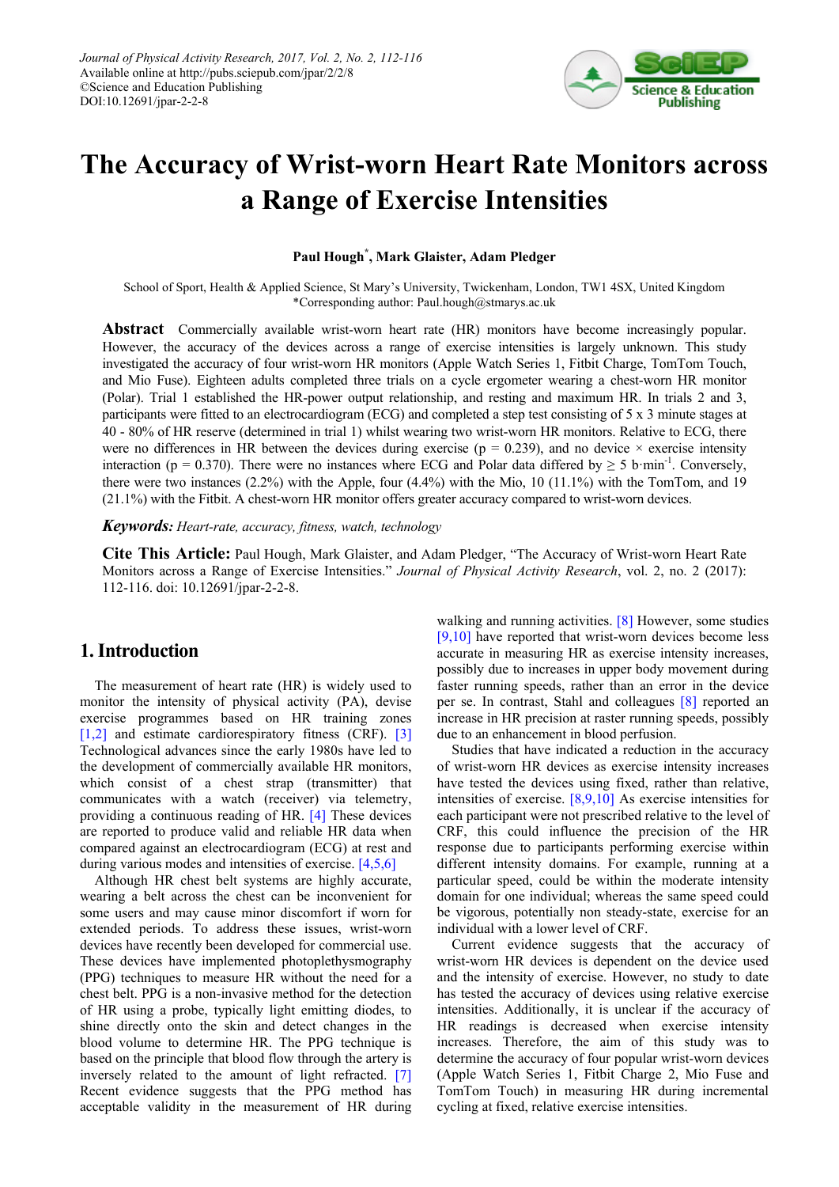# The Accuracy of Wrist-worn Heart Rate Monitors across a Range of Exercise Intensities

**Paul Hough*, Mark Glaister, Adam Pledger**

School of Sport, Health & Applied Science, St Mary's University, Twickenham, London, TW1 4SX, United Kingdom
*Corresponding author: Paul.hough@stmarys.ac.uk

**Abstract** Commercially available wrist-worn heart rate (HR) monitors have become increasingly popular. However, the accuracy of the devices across a range of exercise intensities is largely unknown. This study investigated the accuracy of four wrist-worn HR monitors (Apple Watch Series 1, Fitbit Charge, TomTom Touch, and Mio Fuse). Eighteen adults completed three trials on a cycle ergometer wearing a chest-worn HR monitor (Polar). Trial 1 established the HR-power output relationship, and resting and maximum HR. In trials 2 and 3, participants were fitted to an electrocardiogram (ECG) and completed a step test consisting of 5 x 3 minute stages at 40 - 80% of HR reserve (determined in trial 1) whilst wearing two wrist-worn HR monitors. Relative to ECG, there were no differences in HR between the devices during exercise ($p = 0.239$), and no device × exercise intensity interaction ($p = 0.370$). There were no instances where ECG and Polar data differed by ≥ 5 b·min$^{-1}$. Conversely, there were two instances (2.2%) with the Apple, four (4.4%) with the Mio, 10 (11.1%) with the TomTom, and 19 (21.1%) with the Fitbit. A chest-worn HR monitor offers greater accuracy compared to wrist-worn devices.

***Keywords:*** *Heart-rate, accuracy, fitness, watch, technology*

**Cite This Article:** Paul Hough, Mark Glaister, and Adam Pledger, "The Accuracy of Wrist-worn Heart Rate Monitors across a Range of Exercise Intensities." *Journal of Physical Activity Research*, vol. 2, no. 2 (2017): 112-116. doi: 10.12691/jpar-2-2-8.

## 1. Introduction

The measurement of heart rate (HR) is widely used to monitor the intensity of physical activity (PA), devise exercise programmes based on HR training zones [1,2] and estimate cardiorespiratory fitness (CRF). [3] Technological advances since the early 1980s have led to the development of commercially available HR monitors, which consist of a chest strap (transmitter) that communicates with a watch (receiver) via telemetry, providing a continuous reading of HR. [4] These devices are reported to produce valid and reliable HR data when compared against an electrocardiogram (ECG) at rest and during various modes and intensities of exercise. [4,5,6]

Although HR chest belt systems are highly accurate, wearing a belt across the chest can be inconvenient for some users and may cause minor discomfort if worn for extended periods. To address these issues, wrist-worn devices have recently been developed for commercial use. These devices have implemented photoplethysmography (PPG) techniques to measure HR without the need for a chest belt. PPG is a non-invasive method for the detection of HR using a probe, typically light emitting diodes, to shine directly onto the skin and detect changes in the blood volume to determine HR. The PPG technique is based on the principle that blood flow through the artery is inversely related to the amount of light refracted. [7] Recent evidence suggests that the PPG method has acceptable validity in the measurement of HR during walking and running activities. [8] However, some studies [9,10] have reported that wrist-worn devices become less accurate in measuring HR as exercise intensity increases, possibly due to increases in upper body movement during faster running speeds, rather than an error in the device per se. In contrast, Stahl and colleagues [8] reported an increase in HR precision at raster running speeds, possibly due to an enhancement in blood perfusion.

Studies that have indicated a reduction in the accuracy of wrist-worn HR devices as exercise intensity increases have tested the devices using fixed, rather than relative, intensities of exercise. [8,9,10] As exercise intensities for each participant were not prescribed relative to the level of CRF, this could influence the precision of the HR response due to participants performing exercise within different intensity domains. For example, running at a particular speed, could be within the moderate intensity domain for one individual; whereas the same speed could be vigorous, potentially non steady-state, exercise for an individual with a lower level of CRF.

Current evidence suggests that the accuracy of wrist-worn HR devices is dependent on the device used and the intensity of exercise. However, no study to date has tested the accuracy of devices using relative exercise intensities. Additionally, it is unclear if the accuracy of HR readings is decreased when exercise intensity increases. Therefore, the aim of this study was to determine the accuracy of four popular wrist-worn devices (Apple Watch Series 1, Fitbit Charge 2, Mio Fuse and TomTom Touch) in measuring HR during incremental cycling at fixed, relative exercise intensities.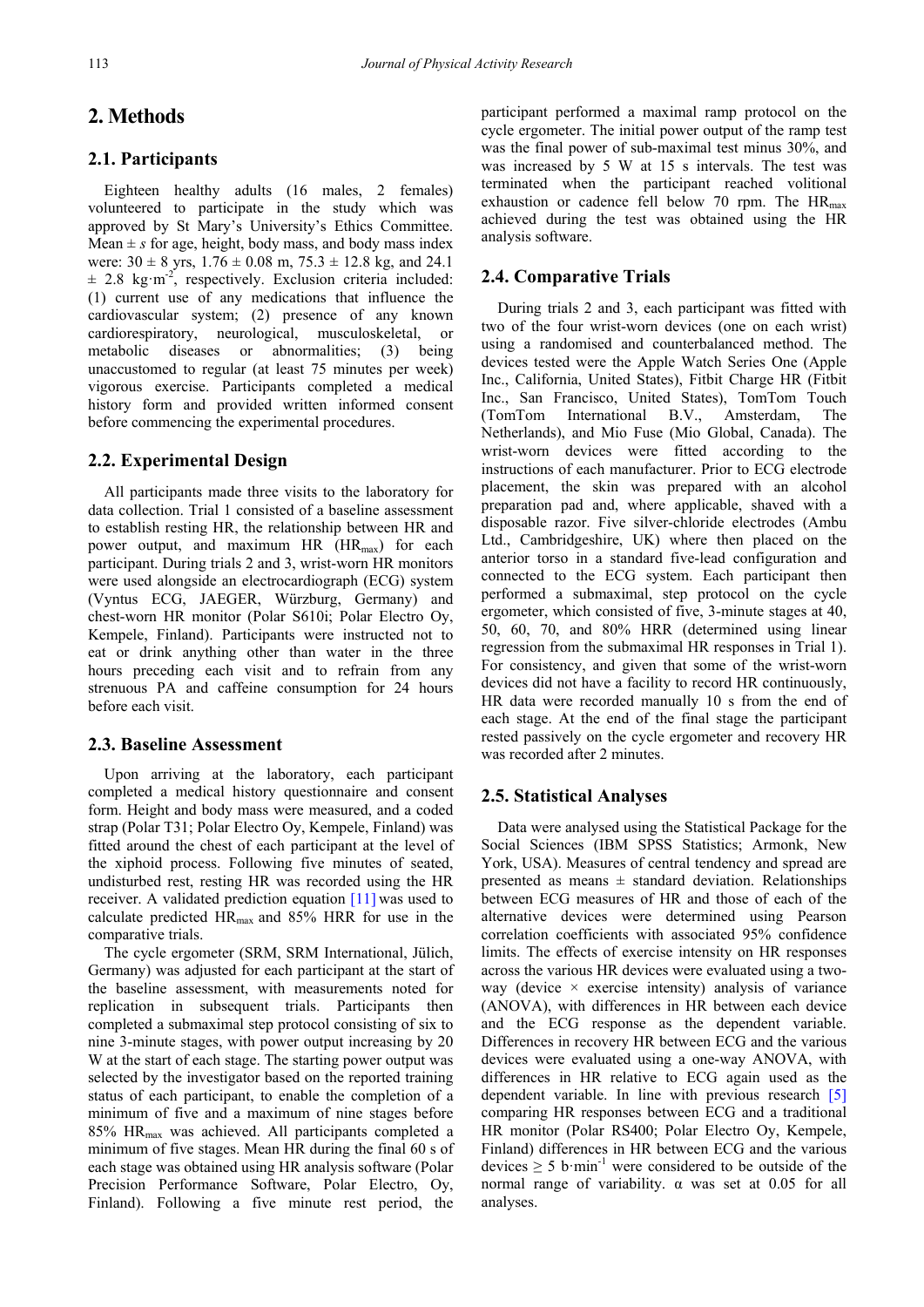## 2. Methods

### 2.1. Participants

Eighteen healthy adults (16 males, 2 females) volunteered to participate in the study which was approved by St Mary's University's Ethics Committee. Mean ± *s* for age, height, body mass, and body mass index were: 30 ± 8 yrs, 1.76 ± 0.08 m, 75.3 ± 12.8 kg, and 24.1 ± 2.8 $kg \cdot m^{-2}$, respectively. Exclusion criteria included: (1) current use of any medications that influence the cardiovascular system; (2) presence of any known cardiorespiratory, neurological, musculoskeletal, or metabolic diseases or abnormalities; (3) being unaccustomed to regular (at least 75 minutes per week) vigorous exercise. Participants completed a medical history form and provided written informed consent before commencing the experimental procedures.

### 2.2. Experimental Design

All participants made three visits to the laboratory for data collection. Trial 1 consisted of a baseline assessment to establish resting HR, the relationship between HR and power output, and maximum HR ($HR_{max}$) for each participant. During trials 2 and 3, wrist-worn HR monitors were used alongside an electrocardiograph (ECG) system (Vyntus ECG, JAEGER, Würzburg, Germany) and chest-worn HR monitor (Polar S610i; Polar Electro Oy, Kempele, Finland). Participants were instructed not to eat or drink anything other than water in the three hours preceding each visit and to refrain from any strenuous PA and caffeine consumption for 24 hours before each visit.

### 2.3. Baseline Assessment

Upon arriving at the laboratory, each participant completed a medical history questionnaire and consent form. Height and body mass were measured, and a coded strap (Polar T31; Polar Electro Oy, Kempele, Finland) was fitted around the chest of each participant at the level of the xiphoid process. Following five minutes of seated, undisturbed rest, resting HR was recorded using the HR receiver. A validated prediction equation [11] was used to calculate predicted $HR_{max}$ and 85% HRR for use in the comparative trials.

The cycle ergometer (SRM, SRM International, Jülich, Germany) was adjusted for each participant at the start of the baseline assessment, with measurements noted for replication in subsequent trials. Participants then completed a submaximal step protocol consisting of six to nine 3-minute stages, with power output increasing by 20 W at the start of each stage. The starting power output was selected by the investigator based on the reported training status of each participant, to enable the completion of a minimum of five and a maximum of nine stages before 85% $HR_{max}$ was achieved. All participants completed a minimum of five stages. Mean HR during the final 60 s of each stage was obtained using HR analysis software (Polar Precision Performance Software, Polar Electro, Oy, Finland). Following a five minute rest period, the participant performed a maximal ramp protocol on the cycle ergometer. The initial power output of the ramp test was the final power of sub-maximal test minus 30%, and was increased by 5 W at 15 s intervals. The test was terminated when the participant reached volitional exhaustion or cadence fell below 70 rpm. The $HR_{max}$ achieved during the test was obtained using the HR analysis software.

### 2.4. Comparative Trials

During trials 2 and 3, each participant was fitted with two of the four wrist-worn devices (one on each wrist) using a randomised and counterbalanced method. The devices tested were the Apple Watch Series One (Apple Inc., California, United States), Fitbit Charge HR (Fitbit Inc., San Francisco, United States), TomTom Touch (TomTom International B.V., Amsterdam, The Netherlands), and Mio Fuse (Mio Global, Canada). The wrist-worn devices were fitted according to the instructions of each manufacturer. Prior to ECG electrode placement, the skin was prepared with an alcohol preparation pad and, where applicable, shaved with a disposable razor. Five silver-chloride electrodes (Ambu Ltd., Cambridgeshire, UK) where then placed on the anterior torso in a standard five-lead configuration and connected to the ECG system. Each participant then performed a submaximal, step protocol on the cycle ergometer, which consisted of five, 3-minute stages at 40, 50, 60, 70, and 80% HRR (determined using linear regression from the submaximal HR responses in Trial 1). For consistency, and given that some of the wrist-worn devices did not have a facility to record HR continuously, HR data were recorded manually 10 s from the end of each stage. At the end of the final stage the participant rested passively on the cycle ergometer and recovery HR was recorded after 2 minutes.

### 2.5. Statistical Analyses

Data were analysed using the Statistical Package for the Social Sciences (IBM SPSS Statistics; Armonk, New York, USA). Measures of central tendency and spread are presented as means ± standard deviation. Relationships between ECG measures of HR and those of each of the alternative devices were determined using Pearson correlation coefficients with associated 95% confidence limits. The effects of exercise intensity on HR responses across the various HR devices were evaluated using a two-way (device × exercise intensity) analysis of variance (ANOVA), with differences in HR between each device and the ECG response as the dependent variable. Differences in recovery HR between ECG and the various devices were evaluated using a one-way ANOVA, with differences in HR relative to ECG again used as the dependent variable. In line with previous research [5] comparing HR responses between ECG and a traditional HR monitor (Polar RS400; Polar Electro Oy, Kempele, Finland) differences in HR between ECG and the various devices ≥ 5 $b \cdot min^{-1}$ were considered to be outside of the normal range of variability. α was set at 0.05 for all analyses.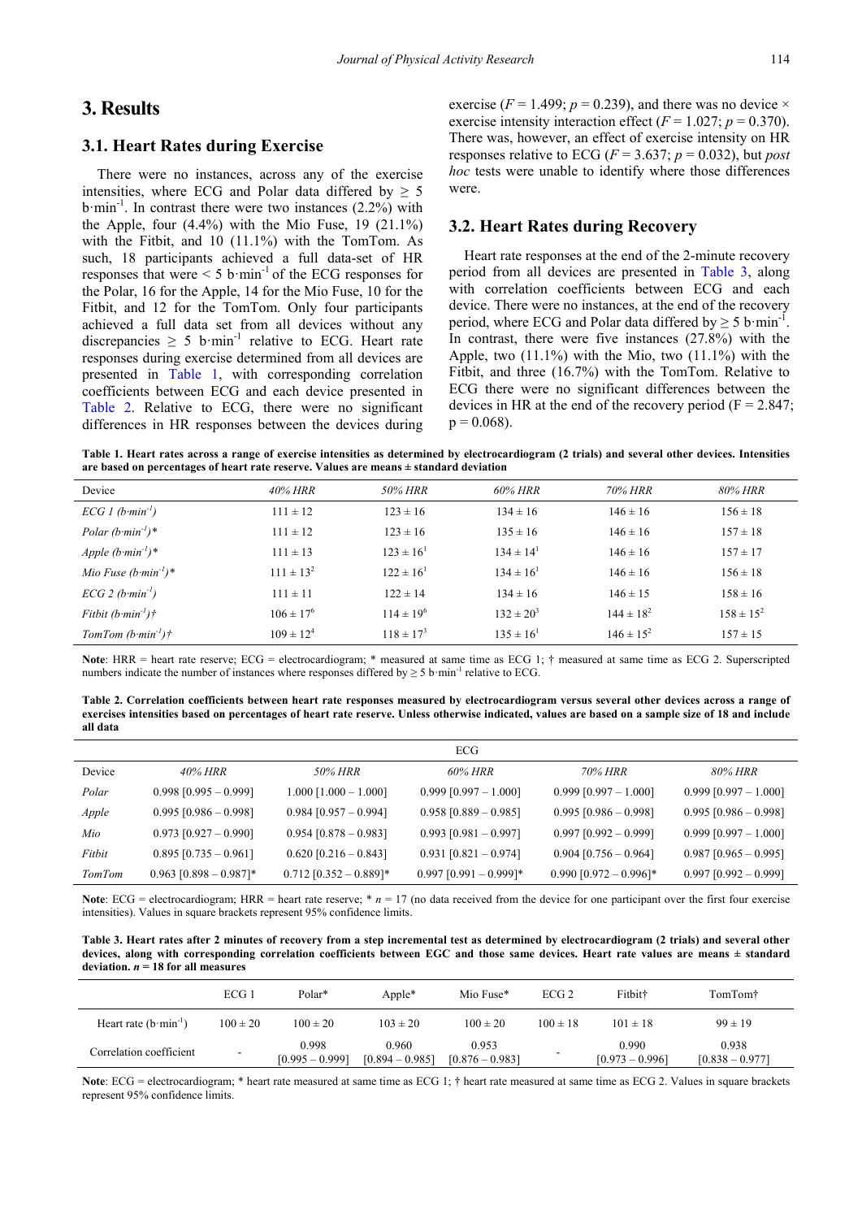# 3. Results

## 3.1. Heart Rates during Exercise

There were no instances, across any of the exercise intensities, where ECG and Polar data differed by ≥ 5 $b{\cdot}min^{-1}$. In contrast there were two instances (2.2%) with the Apple, four (4.4%) with the Mio Fuse, 19 (21.1%) with the Fitbit, and 10 (11.1%) with the TomTom. As such, 18 participants achieved a full data-set of HR responses that were < 5 $b{\cdot}min^{-1}$ of the ECG responses for the Polar, 16 for the Apple, 14 for the Mio Fuse, 10 for the Fitbit, and 12 for the TomTom. Only four participants achieved a full data set from all devices without any discrepancies ≥ 5 $b{\cdot}min^{-1}$ relative to ECG. Heart rate responses during exercise determined from all devices are presented in Table 1, with corresponding correlation coefficients between ECG and each device presented in Table 2. Relative to ECG, there were no significant differences in HR responses between the devices during exercise ($F = 1.499$; $p = 0.239$), and there was no device × exercise intensity interaction effect ($F = 1.027$; $p = 0.370$). There was, however, an effect of exercise intensity on HR responses relative to ECG ($F = 3.637$; $p = 0.032$), but *post hoc* tests were unable to identify where those differences were.

## 3.2. Heart Rates during Recovery

Heart rate responses at the end of the 2-minute recovery period from all devices are presented in Table 3, along with correlation coefficients between ECG and each device. There were no instances, at the end of the recovery period, where ECG and Polar data differed by ≥ 5 $b{\cdot}min^{-1}$. In contrast, there were five instances (27.8%) with the Apple, two (11.1%) with the Mio, two (11.1%) with the Fitbit, and three (16.7%) with the TomTom. Relative to ECG there were no significant differences between the devices in HR at the end of the recovery period ($F = 2.847$; $p = 0.068$).

**Table 1. Heart rates across a range of exercise intensities as determined by electrocardiogram (2 trials) and several other devices. Intensities are based on percentages of heart rate reserve. Values are means ± standard deviation**

| Device | *40% HRR* | *50% HRR* | *60% HRR* | *70% HRR* | *80% HRR* |
|---|---|---|---|---|---|
| *ECG 1 ($b{\cdot}min^{-1}$)* | 111 ± 12 | 123 ± 16 | 134 ± 16 | 146 ± 16 | 156 ± 18 |
| *Polar ($b{\cdot}min^{-1}$)\** | 111 ± 12 | 123 ± 16 | 135 ± 16 | 146 ± 16 | 157 ± 18 |
| *Apple ($b{\cdot}min^{-1}$)\** | 111 ± 13 | 123 ± 16[1] | 134 ± 14[1] | 146 ± 16 | 157 ± 17 |
| *Mio Fuse ($b{\cdot}min^{-1}$)\** | 111 ± 13[2] | 122 ± 16[1] | 134 ± 16[1] | 146 ± 16 | 156 ± 18 |
| *ECG 2 ($b{\cdot}min^{-1}$)* | 111 ± 11 | 122 ± 14 | 134 ± 16 | 146 ± 15 | 158 ± 16 |
| *Fitbit ($b{\cdot}min^{-1}$)†* | 106 ± 17[6] | 114 ± 19[6] | 132 ± 20[3] | 144 ± 18[2] | 158 ± 15[2] |
| *TomTom ($b{\cdot}min^{-1}$)†* | 109 ± 12[4] | 118 ± 17[3] | 135 ± 16[1] | 146 ± 15[2] | 157 ± 15 |

**Note**: HRR = heart rate reserve; ECG = electrocardiogram; * measured at same time as ECG 1; † measured at same time as ECG 2. Superscripted numbers indicate the number of instances where responses differed by ≥ 5 $b{\cdot}min^{-1}$ relative to ECG.

**Table 2. Correlation coefficients between heart rate responses measured by electrocardiogram versus several other devices across a range of exercises intensities based on percentages of heart rate reserve. Unless otherwise indicated, values are based on a sample size of 18 and include all data**

| | ECG | | | | |
|---|---|---|---|---|---|
| Device | *40% HRR* | *50% HRR* | *60% HRR* | *70% HRR* | *80% HRR* |
| *Polar* | 0.998 [0.995 – 0.999] | 1.000 [1.000 – 1.000] | 0.999 [0.997 – 1.000] | 0.999 [0.997 – 1.000] | 0.999 [0.997 – 1.000] |
| *Apple* | 0.995 [0.986 – 0.998] | 0.984 [0.957 – 0.994] | 0.958 [0.889 – 0.985] | 0.995 [0.986 – 0.998] | 0.995 [0.986 – 0.998] |
| *Mio* | 0.973 [0.927 – 0.990] | 0.954 [0.878 – 0.983] | 0.993 [0.981 – 0.997] | 0.997 [0.992 – 0.999] | 0.999 [0.997 – 1.000] |
| *Fitbit* | 0.895 [0.735 – 0.961] | 0.620 [0.216 – 0.843] | 0.931 [0.821 – 0.974] | 0.904 [0.756 – 0.964] | 0.987 [0.965 – 0.995] |
| *TomTom* | 0.963 [0.898 – 0.987]* | 0.712 [0.352 – 0.889]* | 0.997 [0.991 – 0.999]* | 0.990 [0.972 – 0.996]* | 0.997 [0.992 – 0.999] |

**Note**: ECG = electrocardiogram; HRR = heart rate reserve; * $n = 17$ (no data received from the device for one participant over the first four exercise intensities). Values in square brackets represent 95% confidence limits.

**Table 3. Heart rates after 2 minutes of recovery from a step incremental test as determined by electrocardiogram (2 trials) and several other devices, along with corresponding correlation coefficients between EGC and those same devices. Heart rate values are means ± standard deviation. $n = 18$ for all measures**

| | ECG 1 | Polar* | Apple* | Mio Fuse* | ECG 2 | Fitbit† | TomTom† |
|---|---|---|---|---|---|---|---|
| Heart rate ($b{\cdot}min^{-1}$) | 100 ± 20 | 100 ± 20 | 103 ± 20 | 100 ± 20 | 100 ± 18 | 101 ± 18 | 99 ± 19 |
| Correlation coefficient | - | 0.998 [0.995 – 0.999] | 0.960 [0.894 – 0.985] | 0.953 [0.876 – 0.983] | - | 0.990 [0.973 – 0.996] | 0.938 [0.838 – 0.977] |

**Note**: ECG = electrocardiogram; * heart rate measured at same time as ECG 1; † heart rate measured at same time as ECG 2. Values in square brackets represent 95% confidence limits.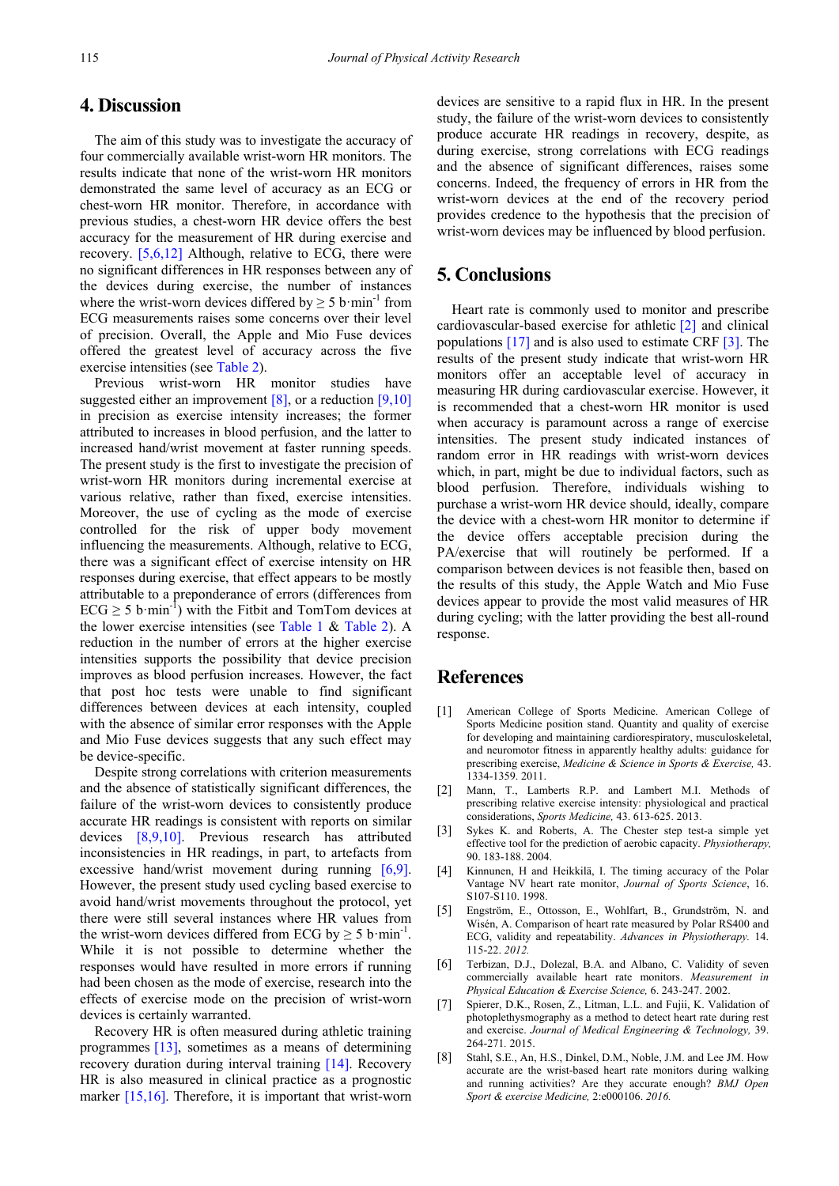## 4. Discussion

The aim of this study was to investigate the accuracy of four commercially available wrist-worn HR monitors. The results indicate that none of the wrist-worn HR monitors demonstrated the same level of accuracy as an ECG or chest-worn HR monitor. Therefore, in accordance with previous studies, a chest-worn HR device offers the best accuracy for the measurement of HR during exercise and recovery. [5,6,12] Although, relative to ECG, there were no significant differences in HR responses between any of the devices during exercise, the number of instances where the wrist-worn devices differed by $\geq 5$ b·min$^{-1}$ from ECG measurements raises some concerns over their level of precision. Overall, the Apple and Mio Fuse devices offered the greatest level of accuracy across the five exercise intensities (see Table 2).

Previous wrist-worn HR monitor studies have suggested either an improvement [8], or a reduction [9,10] in precision as exercise intensity increases; the former attributed to increases in blood perfusion, and the latter to increased hand/wrist movement at faster running speeds. The present study is the first to investigate the precision of wrist-worn HR monitors during incremental exercise at various relative, rather than fixed, exercise intensities. Moreover, the use of cycling as the mode of exercise controlled for the risk of upper body movement influencing the measurements. Although, relative to ECG, there was a significant effect of exercise intensity on HR responses during exercise, that effect appears to be mostly attributable to a preponderance of errors (differences from ECG $\geq 5$ b·min$^{-1}$) with the Fitbit and TomTom devices at the lower exercise intensities (see Table 1 & Table 2). A reduction in the number of errors at the higher exercise intensities supports the possibility that device precision improves as blood perfusion increases. However, the fact that post hoc tests were unable to find significant differences between devices at each intensity, coupled with the absence of similar error responses with the Apple and Mio Fuse devices suggests that any such effect may be device-specific.

Despite strong correlations with criterion measurements and the absence of statistically significant differences, the failure of the wrist-worn devices to consistently produce accurate HR readings is consistent with reports on similar devices [8,9,10]. Previous research has attributed inconsistencies in HR readings, in part, to artefacts from excessive hand/wrist movement during running [6,9]. However, the present study used cycling based exercise to avoid hand/wrist movements throughout the protocol, yet there were still several instances where HR values from the wrist-worn devices differed from ECG by $\geq 5$ b·min$^{-1}$. While it is not possible to determine whether the responses would have resulted in more errors if running had been chosen as the mode of exercise, research into the effects of exercise mode on the precision of wrist-worn devices is certainly warranted.

Recovery HR is often measured during athletic training programmes [13], sometimes as a means of determining recovery duration during interval training [14]. Recovery HR is also measured in clinical practice as a prognostic marker [15,16]. Therefore, it is important that wrist-worn devices are sensitive to a rapid flux in HR. In the present study, the failure of the wrist-worn devices to consistently produce accurate HR readings in recovery, despite, as during exercise, strong correlations with ECG readings and the absence of significant differences, raises some concerns. Indeed, the frequency of errors in HR from the wrist-worn devices at the end of the recovery period provides credence to the hypothesis that the precision of wrist-worn devices may be influenced by blood perfusion.

## 5. Conclusions

Heart rate is commonly used to monitor and prescribe cardiovascular-based exercise for athletic [2] and clinical populations [17] and is also used to estimate CRF [3]. The results of the present study indicate that wrist-worn HR monitors offer an acceptable level of accuracy in measuring HR during cardiovascular exercise. However, it is recommended that a chest-worn HR monitor is used when accuracy is paramount across a range of exercise intensities. The present study indicated instances of random error in HR readings with wrist-worn devices which, in part, might be due to individual factors, such as blood perfusion. Therefore, individuals wishing to purchase a wrist-worn HR device should, ideally, compare the device with a chest-worn HR monitor to determine if the device offers acceptable precision during the PA/exercise that will routinely be performed. If a comparison between devices is not feasible then, based on the results of this study, the Apple Watch and Mio Fuse devices appear to provide the most valid measures of HR during cycling; with the latter providing the best all-round response.

## References

[1] American College of Sports Medicine. American College of Sports Medicine position stand. Quantity and quality of exercise for developing and maintaining cardiorespiratory, musculoskeletal, and neuromotor fitness in apparently healthy adults: guidance for prescribing exercise, *Medicine & Science in Sports & Exercise,* 43. 1334-1359. 2011.

[2] Mann, T., Lamberts R.P. and Lambert M.I. Methods of prescribing relative exercise intensity: physiological and practical considerations, *Sports Medicine,* 43. 613-625. 2013.

[3] Sykes K. and Roberts, A. The Chester step test-a simple yet effective tool for the prediction of aerobic capacity. *Physiotherapy,* 90. 183-188. 2004.

[4] Kinnunen, H and Heikkilä, I. The timing accuracy of the Polar Vantage NV heart rate monitor, *Journal of Sports Science*, 16. S107-S110. 1998.

[5] Engström, E., Ottosson, E., Wohlfart, B., Grundström, N. and Wisén, A. Comparison of heart rate measured by Polar RS400 and ECG, validity and repeatability. *Advances in Physiotherapy.* 14. 115-22. *2012.*

[6] Terbizan, D.J., Dolezal, B.A. and Albano, C. Validity of seven commercially available heart rate monitors. *Measurement in Physical Education & Exercise Science,* 6. 243-247. 2002.

[7] Spierer, D.K., Rosen, Z., Litman, L.L. and Fujii, K. Validation of photoplethysmography as a method to detect heart rate during rest and exercise. *Journal of Medical Engineering & Technology,* 39. 264-271. 2015.

[8] Stahl, S.E., An, H.S., Dinkel, D.M., Noble, J.M. and Lee JM. How accurate are the wrist-based heart rate monitors during walking and running activities? Are they accurate enough? *BMJ Open Sport & exercise Medicine,* 2:e000106. *2016.*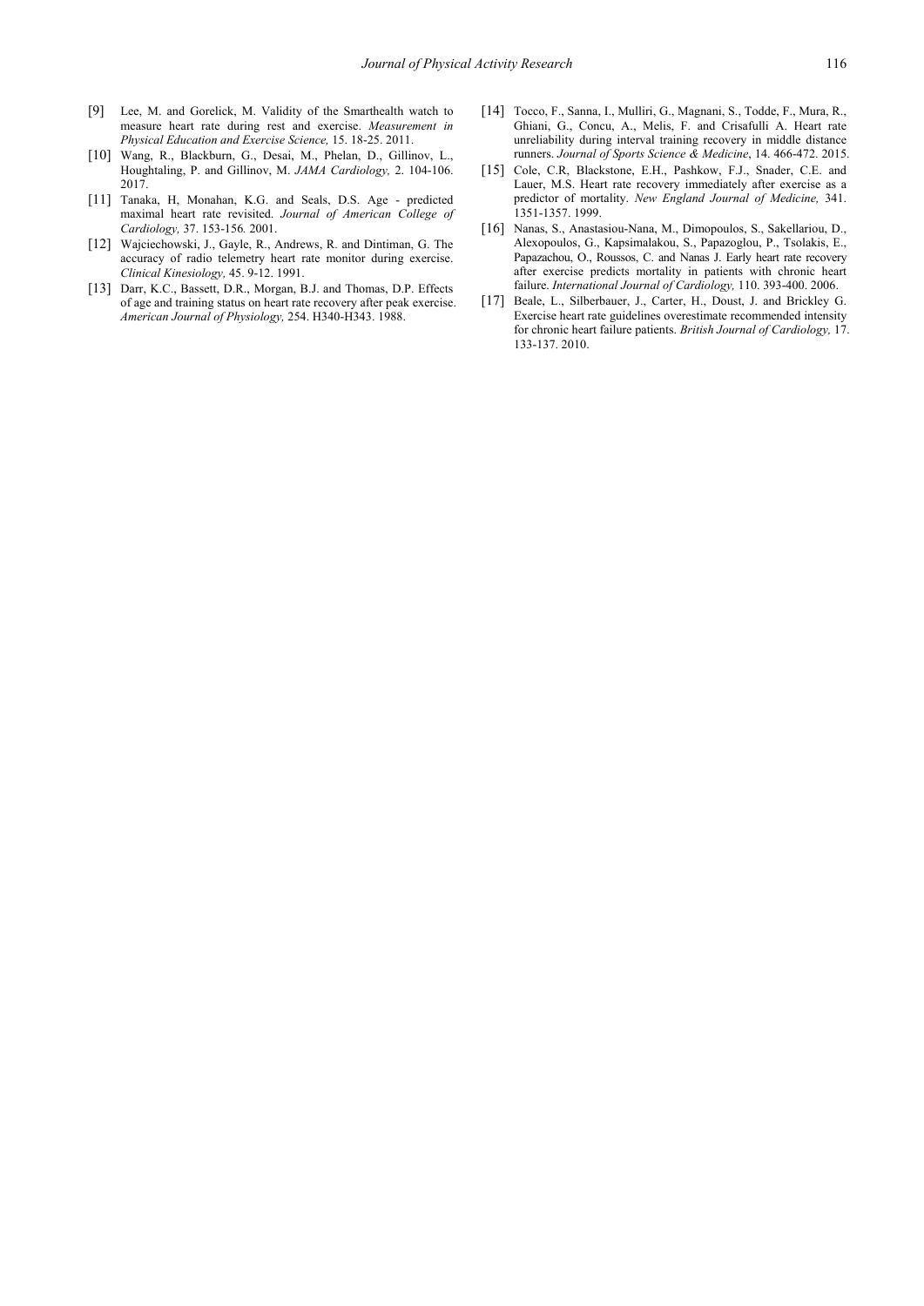[9] Lee, M. and Gorelick, M. Validity of the Smarthealth watch to measure heart rate during rest and exercise. *Measurement in Physical Education and Exercise Science,* 15. 18-25. 2011.

[10] Wang, R., Blackburn, G., Desai, M., Phelan, D., Gillinov, L., Houghtaling, P. and Gillinov, M. *JAMA Cardiology,* 2. 104-106. 2017.

[11] Tanaka, H, Monahan, K.G. and Seals, D.S. Age - predicted maximal heart rate revisited. *Journal of American College of Cardiology,* 37. 153-156. 2001.

[12] Wajciechowski, J., Gayle, R., Andrews, R. and Dintiman, G. The accuracy of radio telemetry heart rate monitor during exercise. *Clinical Kinesiology,* 45. 9-12. 1991.

[13] Darr, K.C., Bassett, D.R., Morgan, B.J. and Thomas, D.P. Effects of age and training status on heart rate recovery after peak exercise. *American Journal of Physiology,* 254. H340-H343. 1988.

[14] Tocco, F., Sanna, I., Mulliri, G., Magnani, S., Todde, F., Mura, R., Ghiani, G., Concu, A., Melis, F. and Crisafulli A. Heart rate unreliability during interval training recovery in middle distance runners. *Journal of Sports Science & Medicine*, 14. 466-472. 2015.

[15] Cole, C.R, Blackstone, E.H., Pashkow, F.J., Snader, C.E. and Lauer, M.S. Heart rate recovery immediately after exercise as a predictor of mortality. *New England Journal of Medicine,* 341. 1351-1357. 1999.

[16] Nanas, S., Anastasiou-Nana, M., Dimopoulos, S., Sakellariou, D., Alexopoulos, G., Kapsimalakou, S., Papazoglou, P., Tsolakis, E., Papazachou, O., Roussos, C. and Nanas J. Early heart rate recovery after exercise predicts mortality in patients with chronic heart failure. *International Journal of Cardiology,* 110. 393-400. 2006.

[17] Beale, L., Silberbauer, J., Carter, H., Doust, J. and Brickley G. Exercise heart rate guidelines overestimate recommended intensity for chronic heart failure patients. *British Journal of Cardiology,* 17. 133-137. 2010.